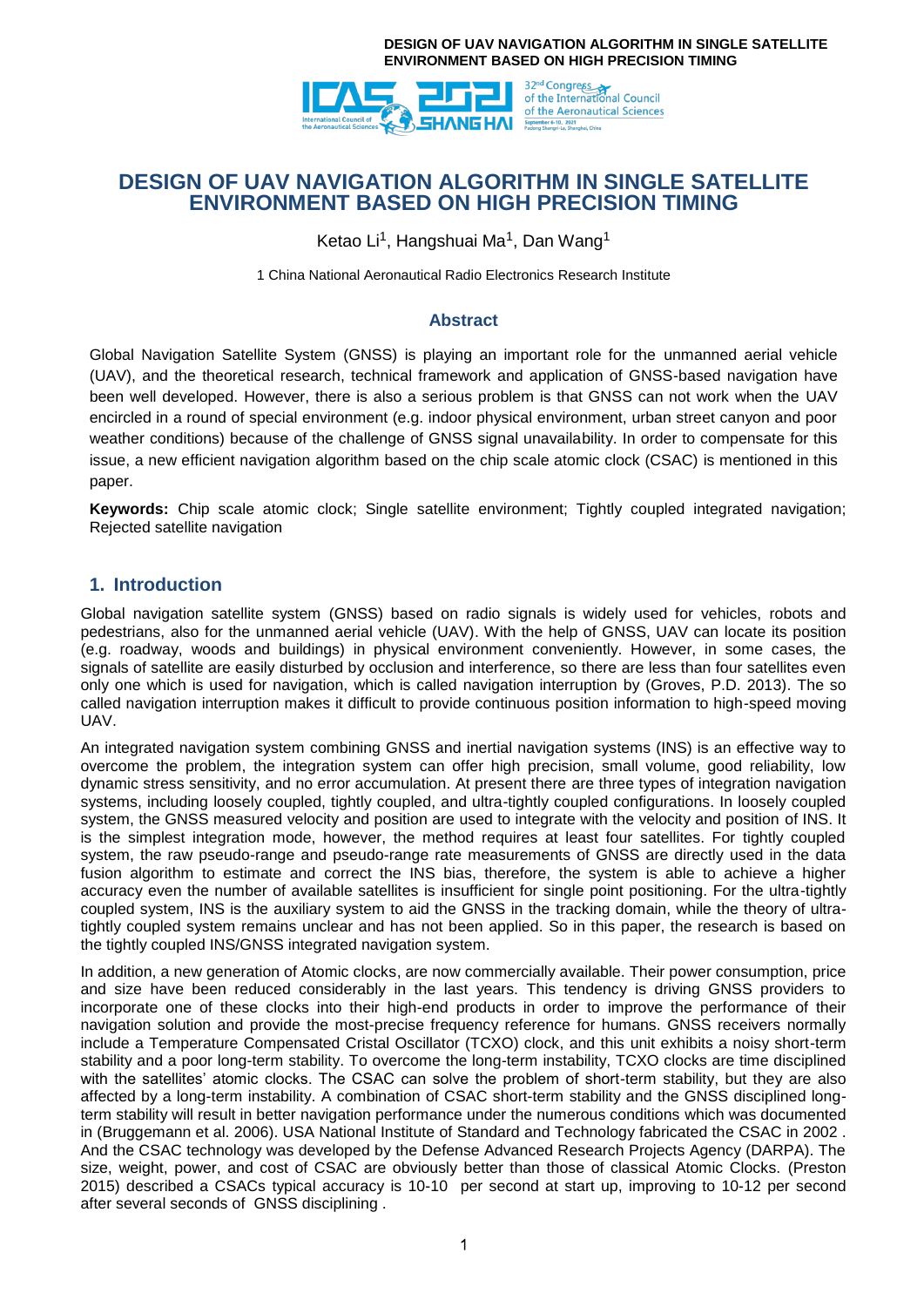# DESIGN OF UAV NAVIGATION ALGORITHM IN SINGLE SATELLITE ENVIRONMENT BASED ON HIGH PRECISION TIMING

Ketao Li[1], Hangshuai Ma[1], Dan Wang[1]

1 China National Aeronautical Radio Electronics Research Institute

## Abstract

Global Navigation Satellite System (GNSS) is playing an important role for the unmanned aerial vehicle (UAV), and the theoretical research, technical framework and application of GNSS-based navigation have been well developed. However, there is also a serious problem is that GNSS can not work when the UAV encircled in a round of special environment (e.g. indoor physical environment, urban street canyon and poor weather conditions) because of the challenge of GNSS signal unavailability. In order to compensate for this issue, a new efficient navigation algorithm based on the chip scale atomic clock (CSAC) is mentioned in this paper.

**Keywords:** Chip scale atomic clock; Single satellite environment; Tightly coupled integrated navigation; Rejected satellite navigation

## 1. Introduction

Global navigation satellite system (GNSS) based on radio signals is widely used for vehicles, robots and pedestrians, also for the unmanned aerial vehicle (UAV). With the help of GNSS, UAV can locate its position (e.g. roadway, woods and buildings) in physical environment conveniently. However, in some cases, the signals of satellite are easily disturbed by occlusion and interference, so there are less than four satellites even only one which is used for navigation, which is called navigation interruption by (Groves, P.D. 2013). The so called navigation interruption makes it difficult to provide continuous position information to high-speed moving UAV.

An integrated navigation system combining GNSS and inertial navigation systems (INS) is an effective way to overcome the problem, the integration system can offer high precision, small volume, good reliability, low dynamic stress sensitivity, and no error accumulation. At present there are three types of integration navigation systems, including loosely coupled, tightly coupled, and ultra-tightly coupled configurations. In loosely coupled system, the GNSS measured velocity and position are used to integrate with the velocity and position of INS. It is the simplest integration mode, however, the method requires at least four satellites. For tightly coupled system, the raw pseudo-range and pseudo-range rate measurements of GNSS are directly used in the data fusion algorithm to estimate and correct the INS bias, therefore, the system is able to achieve a higher accuracy even the number of available satellites is insufficient for single point positioning. For the ultra-tightly coupled system, INS is the auxiliary system to aid the GNSS in the tracking domain, while the theory of ultra-tightly coupled system remains unclear and has not been applied. So in this paper, the research is based on the tightly coupled INS/GNSS integrated navigation system.

In addition, a new generation of Atomic clocks, are now commercially available. Their power consumption, price and size have been reduced considerably in the last years. This tendency is driving GNSS providers to incorporate one of these clocks into their high-end products in order to improve the performance of their navigation solution and provide the most-precise frequency reference for humans. GNSS receivers normally include a Temperature Compensated Cristal Oscillator (TCXO) clock, and this unit exhibits a noisy short-term stability and a poor long-term stability. To overcome the long-term instability, TCXO clocks are time disciplined with the satellites' atomic clocks. The CSAC can solve the problem of short-term stability, but they are also affected by a long-term instability. A combination of CSAC short-term stability and the GNSS disciplined long-term stability will result in better navigation performance under the numerous conditions which was documented in (Bruggemann et al. 2006). USA National Institute of Standard and Technology fabricated the CSAC in 2002 . And the CSAC technology was developed by the Defense Advanced Research Projects Agency (DARPA). The size, weight, power, and cost of CSAC are obviously better than those of classical Atomic Clocks. (Preston 2015) described a CSACs typical accuracy is 10-10 per second at start up, improving to 10-12 per second after several seconds of GNSS disciplining .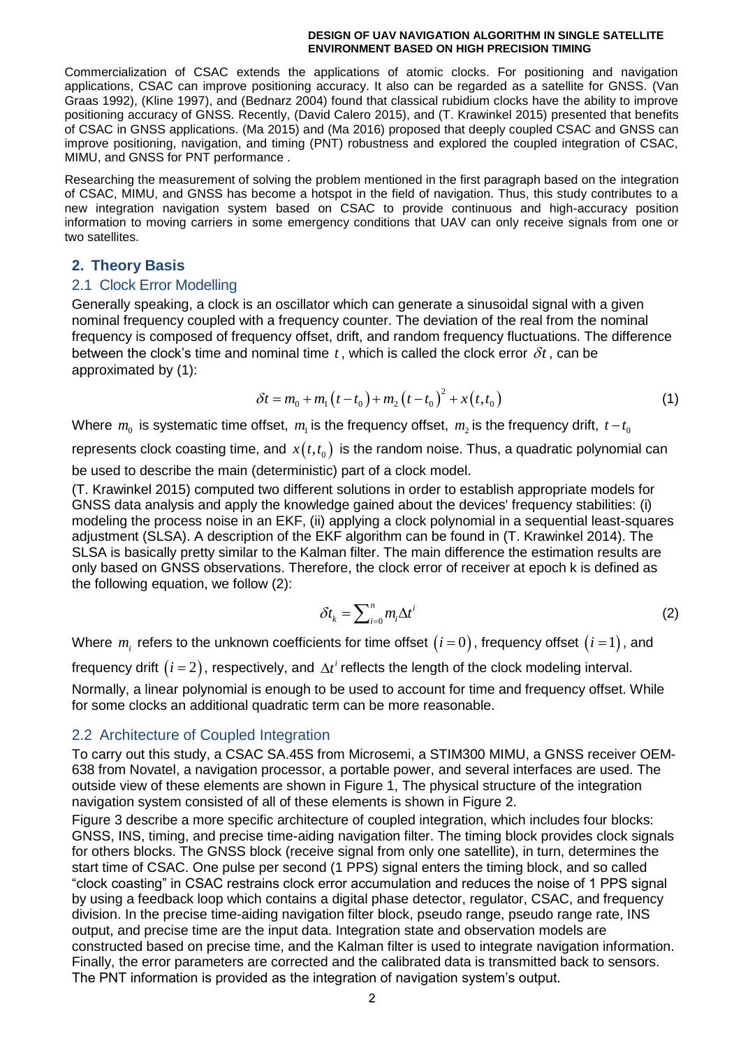Commercialization of CSAC extends the applications of atomic clocks. For positioning and navigation applications, CSAC can improve positioning accuracy. It also can be regarded as a satellite for GNSS. (Van Graas 1992), (Kline 1997), and (Bednarz 2004) found that classical rubidium clocks have the ability to improve positioning accuracy of GNSS. Recently, (David Calero 2015), and (T. Krawinkel 2015) presented that benefits of CSAC in GNSS applications. (Ma 2015) and (Ma 2016) proposed that deeply coupled CSAC and GNSS can improve positioning, navigation, and timing (PNT) robustness and explored the coupled integration of CSAC, MIMU, and GNSS for PNT performance .

Researching the measurement of solving the problem mentioned in the first paragraph based on the integration of CSAC, MIMU, and GNSS has become a hotspot in the field of navigation. Thus, this study contributes to a new integration navigation system based on CSAC to provide continuous and high-accuracy position information to moving carriers in some emergency conditions that UAV can only receive signals from one or two satellites.

## 2. Theory Basis

### 2.1 Clock Error Modelling

Generally speaking, a clock is an oscillator which can generate a sinusoidal signal with a given nominal frequency coupled with a frequency counter. The deviation of the real from the nominal frequency is composed of frequency offset, drift, and random frequency fluctuations. The difference between the clock's time and nominal time $t$, which is called the clock error $\delta t$, can be approximated by (1):

$$\delta t = m_0 + m_1\left(t - t_0\right) + m_2\left(t - t_0\right)^2 + x\left(t, t_0\right) \tag{1}$$

Where $m_0$ is systematic time offset, $m_1$ is the frequency offset, $m_2$ is the frequency drift, $t - t_0$ represents clock coasting time, and $x\left(t, t_0\right)$ is the random noise. Thus, a quadratic polynomial can be used to describe the main (deterministic) part of a clock model.

(T. Krawinkel 2015) computed two different solutions in order to establish appropriate models for GNSS data analysis and apply the knowledge gained about the devices' frequency stabilities: (i) modeling the process noise in an EKF, (ii) applying a clock polynomial in a sequential least-squares adjustment (SLSA). A description of the EKF algorithm can be found in (T. Krawinkel 2014). The SLSA is basically pretty similar to the Kalman filter. The main difference the estimation results are only based on GNSS observations. Therefore, the clock error of receiver at epoch k is defined as the following equation, we follow (2):

$$\delta t_k = \sum_{i=0}^{n} m_i \Delta t^i \tag{2}$$

Where $m_i$ refers to the unknown coefficients for time offset $\left(i = 0\right)$, frequency offset $\left(i = 1\right)$, and frequency drift $\left(i = 2\right)$, respectively, and $\Delta t^i$ reflects the length of the clock modeling interval.

Normally, a linear polynomial is enough to be used to account for time and frequency offset. While for some clocks an additional quadratic term can be more reasonable.

### 2.2 Architecture of Coupled Integration

To carry out this study, a CSAC SA.45S from Microsemi, a STIM300 MIMU, a GNSS receiver OEM-638 from Novatel, a navigation processor, a portable power, and several interfaces are used. The outside view of these elements are shown in Figure 1, The physical structure of the integration navigation system consisted of all of these elements is shown in Figure 2.

Figure 3 describe a more specific architecture of coupled integration, which includes four blocks: GNSS, INS, timing, and precise time-aiding navigation filter. The timing block provides clock signals for others blocks. The GNSS block (receive signal from only one satellite), in turn, determines the start time of CSAC. One pulse per second (1 PPS) signal enters the timing block, and so called "clock coasting" in CSAC restrains clock error accumulation and reduces the noise of 1 PPS signal by using a feedback loop which contains a digital phase detector, regulator, CSAC, and frequency division. In the precise time-aiding navigation filter block, pseudo range, pseudo range rate, INS output, and precise time are the input data. Integration state and observation models are constructed based on precise time, and the Kalman filter is used to integrate navigation information. Finally, the error parameters are corrected and the calibrated data is transmitted back to sensors. The PNT information is provided as the integration of navigation system's output.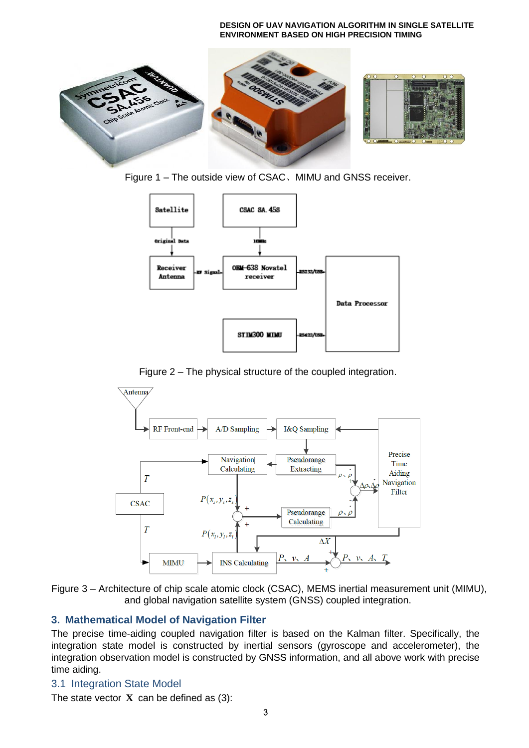Figure 1 – The outside view of CSAC、MIMU and GNSS receiver.

Figure 2 – The physical structure of the coupled integration.

Figure 3 – Architecture of chip scale atomic clock (CSAC), MEMS inertial measurement unit (MIMU), and global navigation satellite system (GNSS) coupled integration.

## 3. Mathematical Model of Navigation Filter

The precise time-aiding coupled navigation filter is based on the Kalman filter. Specifically, the integration state model is constructed by inertial sensors (gyroscope and accelerometer), the integration observation model is constructed by GNSS information, and all above work with precise time aiding.

### 3.1 Integration State Model

The state vector $\mathbf{X}$ can be defined as (3):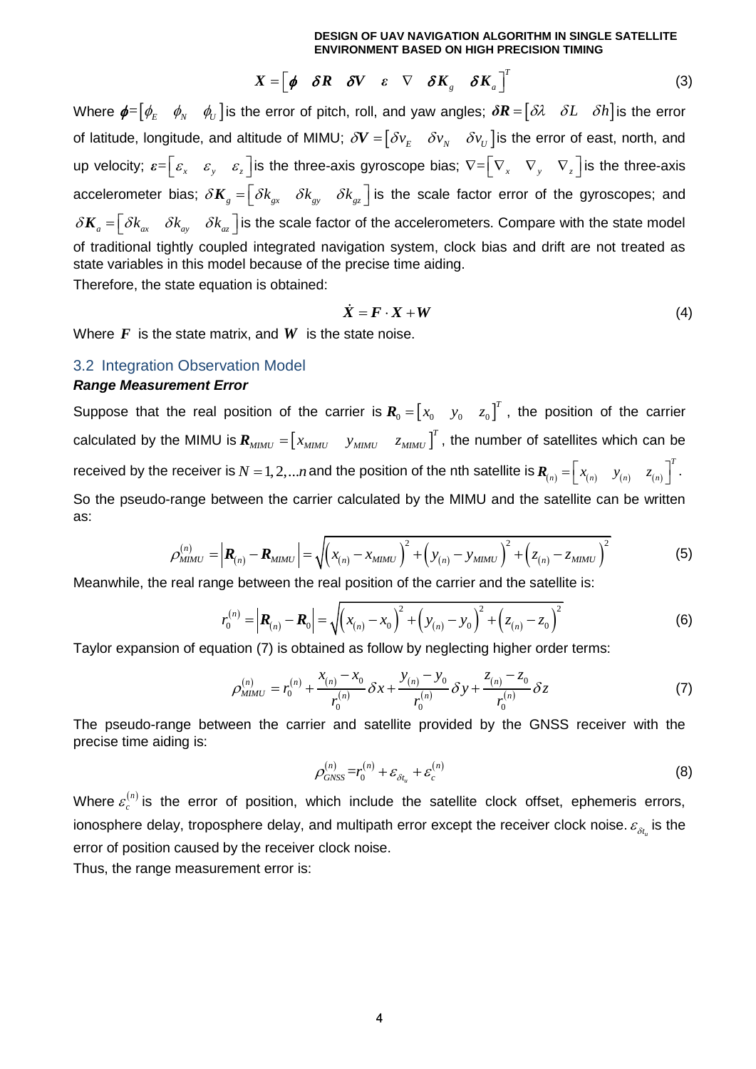$$\boldsymbol{X} = \begin{bmatrix} \boldsymbol{\phi} & \boldsymbol{\delta R} & \boldsymbol{\delta V} & \boldsymbol{\varepsilon} & \nabla & \boldsymbol{\delta K}_g & \boldsymbol{\delta K}_a \end{bmatrix}^T \tag{3}$$

Where $\boldsymbol{\phi}=\begin{bmatrix}\phi_E & \phi_N & \phi_U\end{bmatrix}$ is the error of pitch, roll, and yaw angles; $\boldsymbol{\delta R}=\begin{bmatrix}\delta\lambda & \delta L & \delta h\end{bmatrix}$ is the error of latitude, longitude, and altitude of MIMU; $\delta\boldsymbol{V}=\begin{bmatrix}\delta v_E & \delta v_N & \delta v_U\end{bmatrix}$ is the error of east, north, and up velocity; $\boldsymbol{\varepsilon}=\begin{bmatrix}\varepsilon_x & \varepsilon_y & \varepsilon_z\end{bmatrix}$ is the three-axis gyroscope bias; $\nabla=\begin{bmatrix}\nabla_x & \nabla_y & \nabla_z\end{bmatrix}$ is the three-axis accelerometer bias; $\delta\boldsymbol{K}_g=\begin{bmatrix}\delta k_{gx} & \delta k_{gy} & \delta k_{gz}\end{bmatrix}$ is the scale factor error of the gyroscopes; and $\delta\boldsymbol{K}_a=\begin{bmatrix}\delta k_{ax} & \delta k_{ay} & \delta k_{az}\end{bmatrix}$ is the scale factor of the accelerometers. Compare with the state model of traditional tightly coupled integrated navigation system, clock bias and drift are not treated as state variables in this model because of the precise time aiding.

Therefore, the state equation is obtained:

$$\dot{\boldsymbol{X}} = \boldsymbol{F}\cdot\boldsymbol{X} + \boldsymbol{W} \tag{4}$$

Where $\boldsymbol{F}$ is the state matrix, and $\boldsymbol{W}$ is the state noise.

## 3.2 Integration Observation Model

***Range Measurement Error***

Suppose that the real position of the carrier is $\boldsymbol{R}_0=\begin{bmatrix}x_0 & y_0 & z_0\end{bmatrix}^T$, the position of the carrier calculated by the MIMU is $\boldsymbol{R}_{MIMU}=\begin{bmatrix}x_{MIMU} & y_{MIMU} & z_{MIMU}\end{bmatrix}^T$, the number of satellites which can be received by the receiver is $N=1,2,...n$ and the position of the nth satellite is $\boldsymbol{R}_{(n)}=\begin{bmatrix}x_{(n)} & y_{(n)} & z_{(n)}\end{bmatrix}^T$.

So the pseudo-range between the carrier calculated by the MIMU and the satellite can be written as:

$$\rho_{MIMU}^{(n)} = \left|\boldsymbol{R}_{(n)} - \boldsymbol{R}_{MIMU}\right| = \sqrt{\left(x_{(n)}-x_{MIMU}\right)^2 + \left(y_{(n)}-y_{MIMU}\right)^2 + \left(z_{(n)}-z_{MIMU}\right)^2} \tag{5}$$

Meanwhile, the real range between the real position of the carrier and the satellite is:

$$r_0^{(n)} = \left|\boldsymbol{R}_{(n)} - \boldsymbol{R}_0\right| = \sqrt{\left(x_{(n)}-x_0\right)^2 + \left(y_{(n)}-y_0\right)^2 + \left(z_{(n)}-z_0\right)^2} \tag{6}$$

Taylor expansion of equation (7) is obtained as follow by neglecting higher order terms:

$$\rho_{MIMU}^{(n)} = r_0^{(n)} + \frac{x_{(n)}-x_0}{r_0^{(n)}}\delta x + \frac{y_{(n)}-y_0}{r_0^{(n)}}\delta y + \frac{z_{(n)}-z_0}{r_0^{(n)}}\delta z \tag{7}$$

The pseudo-range between the carrier and satellite provided by the GNSS receiver with the precise time aiding is:

$$\rho_{GNSS}^{(n)} = r_0^{(n)} + \varepsilon_{\delta t_u} + \varepsilon_c^{(n)} \tag{8}$$

Where $\varepsilon_c^{(n)}$ is the error of position, which include the satellite clock offset, ephemeris errors, ionosphere delay, troposphere delay, and multipath error except the receiver clock noise. $\varepsilon_{\delta t_u}$ is the error of position caused by the receiver clock noise.

Thus, the range measurement error is: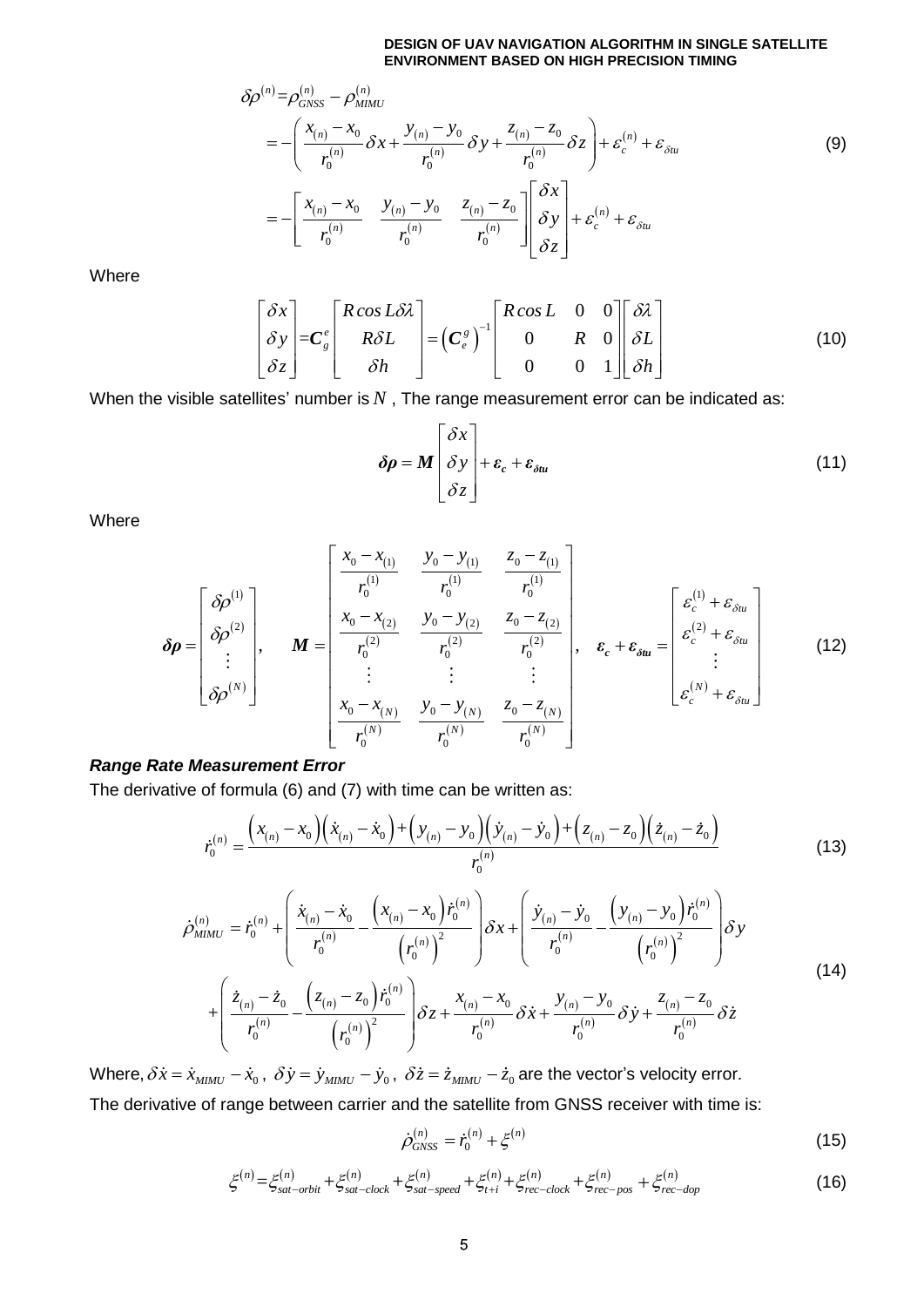$$
\begin{aligned}
\delta\rho^{(n)} &= \rho_{GNSS}^{(n)} - \rho_{MIMU}^{(n)} \\
&= -\left( \frac{x_{(n)} - x_0}{r_0^{(n)}} \delta x + \frac{y_{(n)} - y_0}{r_0^{(n)}} \delta y + \frac{z_{(n)} - z_0}{r_0^{(n)}} \delta z \right) + \varepsilon_c^{(n)} + \varepsilon_{\delta tu} \\
&= -\begin{bmatrix} \frac{x_{(n)} - x_0}{r_0^{(n)}} & \frac{y_{(n)} - y_0}{r_0^{(n)}} & \frac{z_{(n)} - z_0}{r_0^{(n)}} \end{bmatrix} \begin{bmatrix} \delta x \\ \delta y \\ \delta z \end{bmatrix} + \varepsilon_c^{(n)} + \varepsilon_{\delta tu}
\end{aligned} \tag{9}
$$

Where

$$
\begin{bmatrix} \delta x \\ \delta y \\ \delta z \end{bmatrix} = \boldsymbol{C}_g^e \begin{bmatrix} R\cos L \delta\lambda \\ R\delta L \\ \delta h \end{bmatrix} = \left(\boldsymbol{C}_e^g\right)^{-1} \begin{bmatrix} R\cos L & 0 & 0 \\ 0 & R & 0 \\ 0 & 0 & 1 \end{bmatrix} \begin{bmatrix} \delta\lambda \\ \delta L \\ \delta h \end{bmatrix} \tag{10}
$$

When the visible satellites' number is $N$ , The range measurement error can be indicated as:

$$
\boldsymbol{\delta\rho} = \boldsymbol{M} \begin{bmatrix} \delta x \\ \delta y \\ \delta z \end{bmatrix} + \boldsymbol{\varepsilon_c} + \boldsymbol{\varepsilon_{\delta tu}} \tag{11}
$$

Where

$$
\boldsymbol{\delta\rho} = \begin{bmatrix} \delta\rho^{(1)} \\ \delta\rho^{(2)} \\ \vdots \\ \delta\rho^{(N)} \end{bmatrix}, \quad \boldsymbol{M} = \begin{bmatrix} \frac{x_0 - x_{(1)}}{r_0^{(1)}} & \frac{y_0 - y_{(1)}}{r_0^{(1)}} & \frac{z_0 - z_{(1)}}{r_0^{(1)}} \\ \frac{x_0 - x_{(2)}}{r_0^{(2)}} & \frac{y_0 - y_{(2)}}{r_0^{(2)}} & \frac{z_0 - z_{(2)}}{r_0^{(2)}} \\ \vdots & \vdots & \vdots \\ \frac{x_0 - x_{(N)}}{r_0^{(N)}} & \frac{y_0 - y_{(N)}}{r_0^{(N)}} & \frac{z_0 - z_{(N)}}{r_0^{(N)}} \end{bmatrix}, \quad \boldsymbol{\varepsilon_c} + \boldsymbol{\varepsilon_{\delta tu}} = \begin{bmatrix} \varepsilon_c^{(1)} + \varepsilon_{\delta tu} \\ \varepsilon_c^{(2)} + \varepsilon_{\delta tu} \\ \vdots \\ \varepsilon_c^{(N)} + \varepsilon_{\delta tu} \end{bmatrix} \tag{12}
$$

***Range Rate Measurement Error***

The derivative of formula (6) and (7) with time can be written as:

$$
\dot{r}_0^{(n)} = \frac{\left(x_{(n)} - x_0\right)\left(\dot{x}_{(n)} - \dot{x}_0\right) + \left(y_{(n)} - y_0\right)\left(\dot{y}_{(n)} - \dot{y}_0\right) + \left(z_{(n)} - z_0\right)\left(\dot{z}_{(n)} - \dot{z}_0\right)}{r_0^{(n)}} \tag{13}
$$

$$
\begin{aligned}
\dot{\rho}_{MIMU}^{(n)} &= \dot{r}_0^{(n)} + \left( \frac{\dot{x}_{(n)} - \dot{x}_0}{r_0^{(n)}} - \frac{\left(x_{(n)} - x_0\right)\dot{r}_0^{(n)}}{\left(r_0^{(n)}\right)^2} \right)\delta x + \left( \frac{\dot{y}_{(n)} - \dot{y}_0}{r_0^{(n)}} - \frac{\left(y_{(n)} - y_0\right)\dot{r}_0^{(n)}}{\left(r_0^{(n)}\right)^2} \right)\delta y \\
&+ \left( \frac{\dot{z}_{(n)} - \dot{z}_0}{r_0^{(n)}} - \frac{\left(z_{(n)} - z_0\right)\dot{r}_0^{(n)}}{\left(r_0^{(n)}\right)^2} \right)\delta z + \frac{x_{(n)} - x_0}{r_0^{(n)}}\delta\dot{x} + \frac{y_{(n)} - y_0}{r_0^{(n)}}\delta\dot{y} + \frac{z_{(n)} - z_0}{r_0^{(n)}}\delta\dot{z}
\end{aligned} \tag{14}
$$

Where, $\delta\dot{x} = \dot{x}_{MIMU} - \dot{x}_0$ , $\delta\dot{y} = \dot{y}_{MIMU} - \dot{y}_0$ , $\delta\dot{z} = \dot{z}_{MIMU} - \dot{z}_0$ are the vector's velocity error.

The derivative of range between carrier and the satellite from GNSS receiver with time is:

$$
\dot{\rho}_{GNSS}^{(n)} = \dot{r}_0^{(n)} + \xi^{(n)} \tag{15}
$$

$$
\xi^{(n)} = \xi_{sat-orbit}^{(n)} + \xi_{sat-clock}^{(n)} + \xi_{sat-speed}^{(n)} + \xi_{t+i}^{(n)} + \xi_{rec-clock}^{(n)} + \xi_{rec-pos}^{(n)} + \xi_{rec-dop}^{(n)} \tag{16}
$$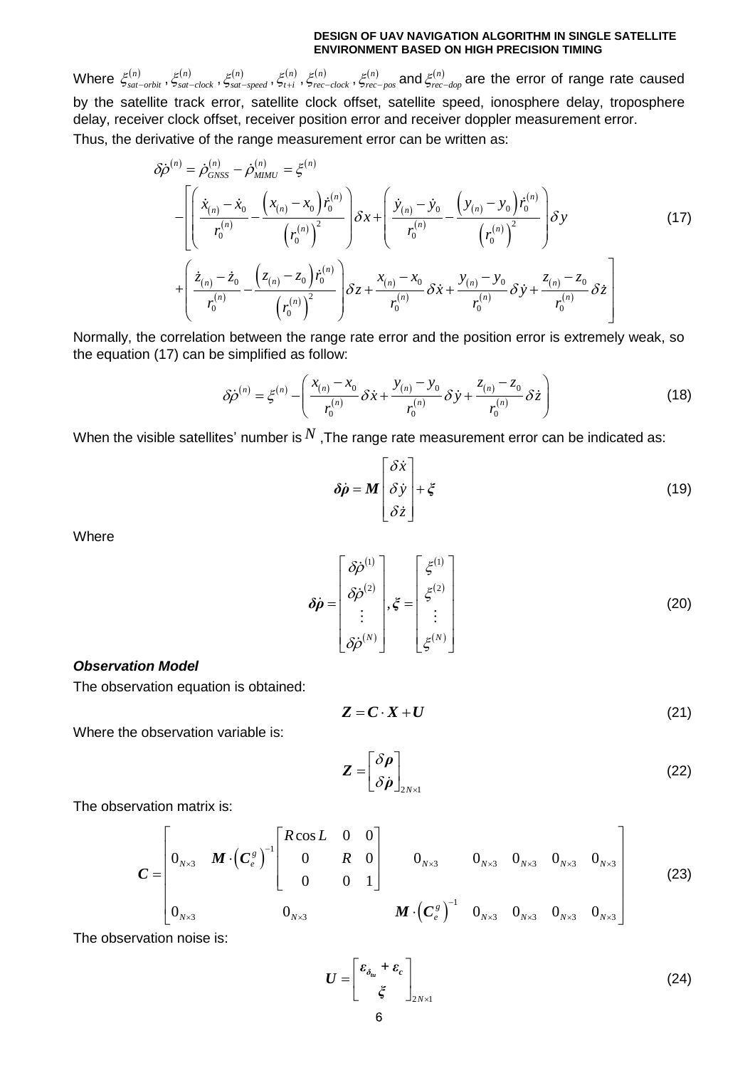Where $\xi_{sat-orbit}^{(n)}$, $\xi_{sat-clock}^{(n)}$, $\xi_{sat-speed}^{(n)}$, $\xi_{t+i}^{(n)}$, $\xi_{rec-clock}^{(n)}$, $\xi_{rec-pos}^{(n)}$ and $\xi_{rec-dop}^{(n)}$ are the error of range rate caused by the satellite track error, satellite clock offset, satellite speed, ionosphere delay, troposphere delay, receiver clock offset, receiver position error and receiver doppler measurement error.

Thus, the derivative of the range measurement error can be written as:

$$
\begin{aligned}
\delta\dot{\rho}^{(n)} &= \dot{\rho}_{GNSS}^{(n)} - \dot{\rho}_{MIMU}^{(n)} = \xi^{(n)} \\
&- \left[ \left( \frac{\dot{x}_{(n)} - \dot{x}_0}{r_0^{(n)}} - \frac{\left(x_{(n)} - x_0\right)\dot{r}_0^{(n)}}{\left(r_0^{(n)}\right)^2} \right)\delta x + \left( \frac{\dot{y}_{(n)} - \dot{y}_0}{r_0^{(n)}} - \frac{\left(y_{(n)} - y_0\right)\dot{r}_0^{(n)}}{\left(r_0^{(n)}\right)^2} \right)\delta y \right. \\
&\left. + \left( \frac{\dot{z}_{(n)} - \dot{z}_0}{r_0^{(n)}} - \frac{\left(z_{(n)} - z_0\right)\dot{r}_0^{(n)}}{\left(r_0^{(n)}\right)^2} \right)\delta z + \frac{x_{(n)} - x_0}{r_0^{(n)}}\delta\dot{x} + \frac{y_{(n)} - y_0}{r_0^{(n)}}\delta\dot{y} + \frac{z_{(n)} - z_0}{r_0^{(n)}}\delta\dot{z} \right]
\end{aligned}
\tag{17}
$$

Normally, the correlation between the range rate error and the position error is extremely weak, so the equation (17) can be simplified as follow:

$$
\delta\dot{\rho}^{(n)} = \xi^{(n)} - \left( \frac{x_{(n)} - x_0}{r_0^{(n)}}\delta\dot{x} + \frac{y_{(n)} - y_0}{r_0^{(n)}}\delta\dot{y} + \frac{z_{(n)} - z_0}{r_0^{(n)}}\delta\dot{z} \right) \tag{18}
$$

When the visible satellites' number is $N$ ,The range rate measurement error can be indicated as:

$$
\boldsymbol{\delta\dot{\rho}} = \boldsymbol{M}\begin{bmatrix} \delta\dot{x} \\ \delta\dot{y} \\ \delta\dot{z} \end{bmatrix} + \boldsymbol{\xi} \tag{19}
$$

Where

$$
\boldsymbol{\delta\dot{\rho}} = \begin{bmatrix} \delta\dot{\rho}^{(1)} \\ \delta\dot{\rho}^{(2)} \\ \vdots \\ \delta\dot{\rho}^{(N)} \end{bmatrix}, \boldsymbol{\xi} = \begin{bmatrix} \xi^{(1)} \\ \xi^{(2)} \\ \vdots \\ \xi^{(N)} \end{bmatrix} \tag{20}
$$

***Observation Model***

The observation equation is obtained:

$$
\boldsymbol{Z} = \boldsymbol{C} \cdot \boldsymbol{X} + \boldsymbol{U} \tag{21}
$$

Where the observation variable is:

$$
\boldsymbol{Z} = \begin{bmatrix} \delta\boldsymbol{\rho} \\ \delta\dot{\boldsymbol{\rho}} \end{bmatrix}_{2N\times 1} \tag{22}
$$

The observation matrix is:

$$
\boldsymbol{C} = \begin{bmatrix} 0_{N\times 3} & \boldsymbol{M}\cdot\left(\boldsymbol{C}_e^g\right)^{-1}\begin{bmatrix} R\cos L & 0 & 0 \\ 0 & R & 0 \\ 0 & 0 & 1 \end{bmatrix} & 0_{N\times 3} & 0_{N\times 3} & 0_{N\times 3} & 0_{N\times 3} & 0_{N\times 3} \\ 0_{N\times 3} & 0_{N\times 3} & \boldsymbol{M}\cdot\left(\boldsymbol{C}_e^g\right)^{-1} & 0_{N\times 3} & 0_{N\times 3} & 0_{N\times 3} & 0_{N\times 3} \end{bmatrix} \tag{23}
$$

The observation noise is:

$$
\boldsymbol{U} = \begin{bmatrix} \boldsymbol{\varepsilon}_{\delta_{tu}} + \boldsymbol{\varepsilon}_c \\ \boldsymbol{\xi} \end{bmatrix}_{2N\times 1} \tag{24}
$$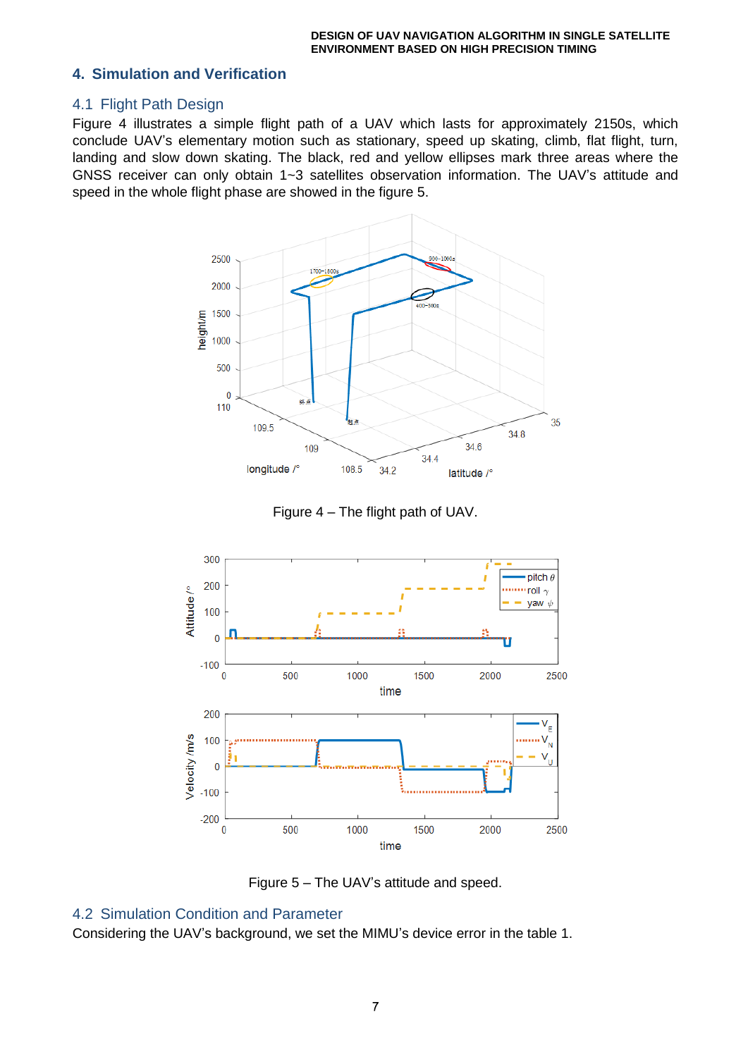## 4. Simulation and Verification

### 4.1 Flight Path Design

Figure 4 illustrates a simple flight path of a UAV which lasts for approximately 2150s, which conclude UAV's elementary motion such as stationary, speed up skating, climb, flat flight, turn, landing and slow down skating. The black, red and yellow ellipses mark three areas where the GNSS receiver can only obtain 1~3 satellites observation information. The UAV's attitude and speed in the whole flight phase are showed in the figure 5.

Figure 4 – The flight path of UAV.

Figure 5 – The UAV's attitude and speed.

### 4.2 Simulation Condition and Parameter

Considering the UAV's background, we set the MIMU's device error in the table 1.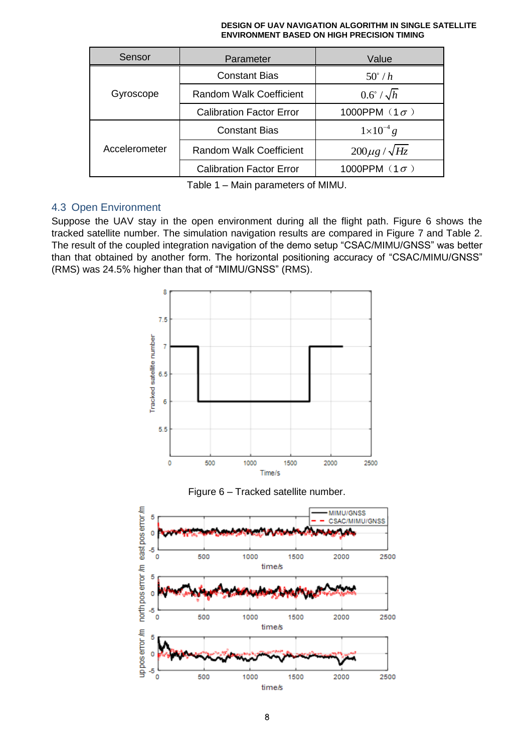| Sensor | Parameter | Value |
|---|---|---|
| Gyroscope | Constant Bias | $50^{\circ}/h$ |
| | Random Walk Coefficient | $0.6^{\circ}/\sqrt{h}$ |
| | Calibration Factor Error | 1000PPM（1$\sigma$） |
| Accelerometer | Constant Bias | $1\times10^{-4}g$ |
| | Random Walk Coefficient | $200\mu g/\sqrt{Hz}$ |
| | Calibration Factor Error | 1000PPM（1$\sigma$） |

Table 1 – Main parameters of MIMU.

### 4.3 Open Environment

Suppose the UAV stay in the open environment during all the flight path. Figure 6 shows the tracked satellite number. The simulation navigation results are compared in Figure 7 and Table 2. The result of the coupled integration navigation of the demo setup “CSAC/MIMU/GNSS” was better than that obtained by another form. The horizontal positioning accuracy of “CSAC/MIMU/GNSS” (RMS) was 24.5% higher than that of “MIMU/GNSS” (RMS).

Figure 6 – Tracked satellite number.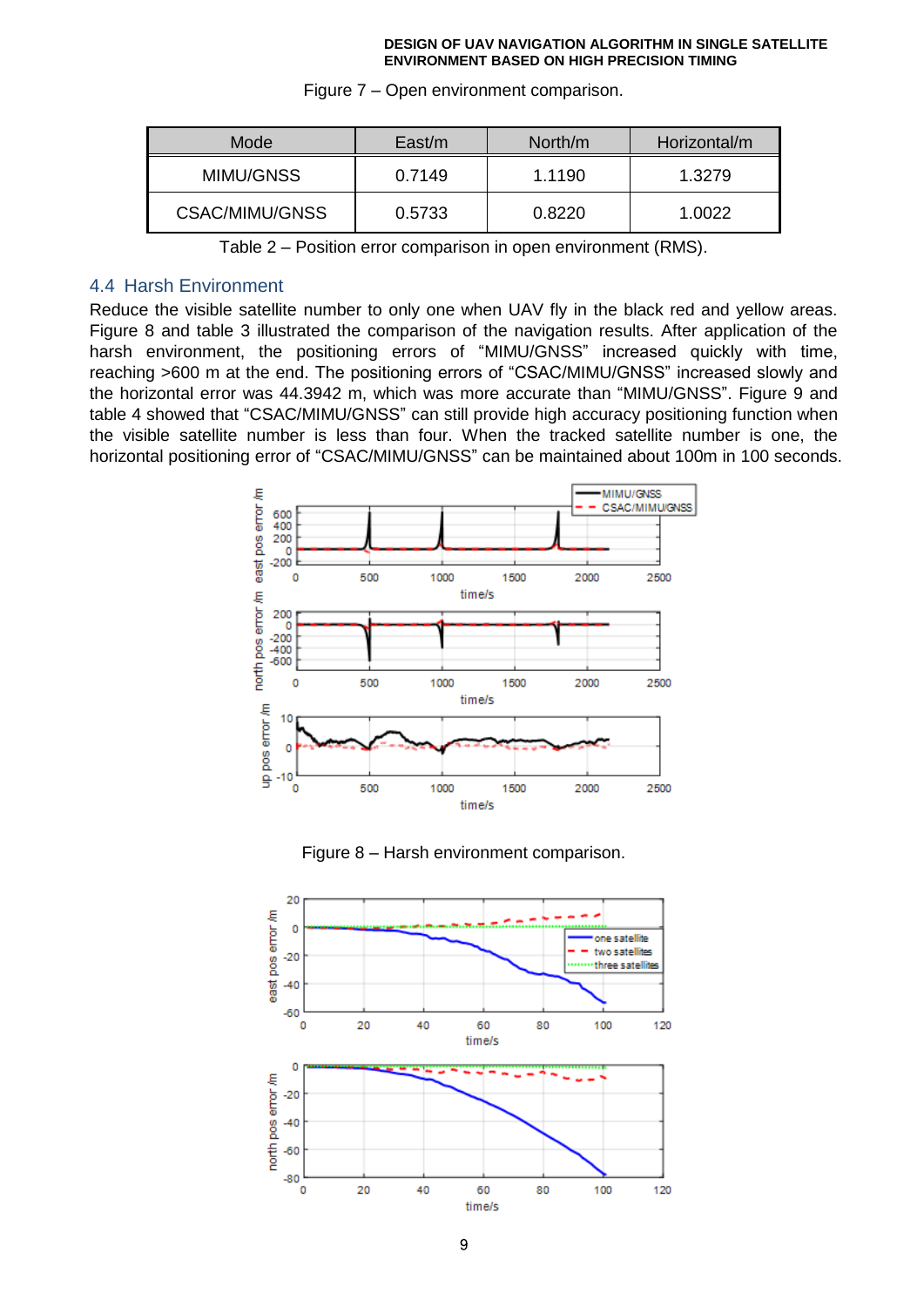Figure 7 – Open environment comparison.

| Mode | East/m | North/m | Horizontal/m |
|---|---|---|---|
| MIMU/GNSS | 0.7149 | 1.1190 | 1.3279 |
| CSAC/MIMU/GNSS | 0.5733 | 0.8220 | 1.0022 |

Table 2 – Position error comparison in open environment (RMS).

## 4.4 Harsh Environment

Reduce the visible satellite number to only one when UAV fly in the black red and yellow areas. Figure 8 and table 3 illustrated the comparison of the navigation results. After application of the harsh environment, the positioning errors of "MIMU/GNSS" increased quickly with time, reaching >600 m at the end. The positioning errors of "CSAC/MIMU/GNSS" increased slowly and the horizontal error was 44.3942 m, which was more accurate than "MIMU/GNSS". Figure 9 and table 4 showed that "CSAC/MIMU/GNSS" can still provide high accuracy positioning function when the visible satellite number is less than four. When the tracked satellite number is one, the horizontal positioning error of "CSAC/MIMU/GNSS" can be maintained about 100m in 100 seconds.

Figure 8 – Harsh environment comparison.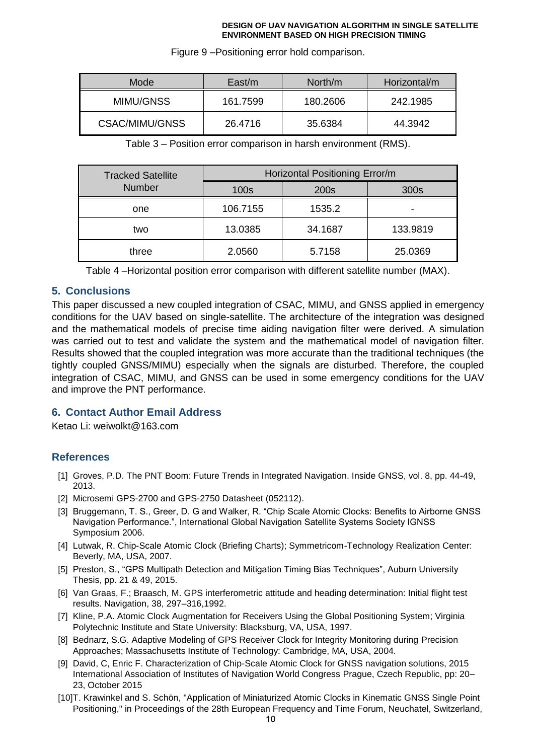Figure 9 –Positioning error hold comparison.

| Mode | East/m | North/m | Horizontal/m |
|---|---|---|---|
| MIMU/GNSS | 161.7599 | 180.2606 | 242.1985 |
| CSAC/MIMU/GNSS | 26.4716 | 35.6384 | 44.3942 |

Table 3 – Position error comparison in harsh environment (RMS).

| Tracked Satellite Number | Horizontal Positioning Error/m | | |
|---|---|---|---|
| | 100s | 200s | 300s |
| one | 106.7155 | 1535.2 | - |
| two | 13.0385 | 34.1687 | 133.9819 |
| three | 2.0560 | 5.7158 | 25.0369 |

Table 4 –Horizontal position error comparison with different satellite number (MAX).

## 5. Conclusions

This paper discussed a new coupled integration of CSAC, MIMU, and GNSS applied in emergency conditions for the UAV based on single-satellite. The architecture of the integration was designed and the mathematical models of precise time aiding navigation filter were derived. A simulation was carried out to test and validate the system and the mathematical model of navigation filter. Results showed that the coupled integration was more accurate than the traditional techniques (the tightly coupled GNSS/MIMU) especially when the signals are disturbed. Therefore, the coupled integration of CSAC, MIMU, and GNSS can be used in some emergency conditions for the UAV and improve the PNT performance.

## 6. Contact Author Email Address

Ketao Li: weiwolkt@163.com

## References

[1] Groves, P.D. The PNT Boom: Future Trends in Integrated Navigation. Inside GNSS, vol. 8, pp. 44-49, 2013.

[2] Microsemi GPS-2700 and GPS-2750 Datasheet (052112).

[3] Bruggemann, T. S., Greer, D. G and Walker, R. "Chip Scale Atomic Clocks: Benefits to Airborne GNSS Navigation Performance.", International Global Navigation Satellite Systems Society IGNSS Symposium 2006.

[4] Lutwak, R. Chip-Scale Atomic Clock (Briefing Charts); Symmetricom-Technology Realization Center: Beverly, MA, USA, 2007.

[5] Preston, S., "GPS Multipath Detection and Mitigation Timing Bias Techniques", Auburn University Thesis, pp. 21 & 49, 2015.

[6] Van Graas, F.; Braasch, M. GPS interferometric attitude and heading determination: Initial flight test results. Navigation, 38, 297–316,1992.

[7] Kline, P.A. Atomic Clock Augmentation for Receivers Using the Global Positioning System; Virginia Polytechnic Institute and State University: Blacksburg, VA, USA, 1997.

[8] Bednarz, S.G. Adaptive Modeling of GPS Receiver Clock for Integrity Monitoring during Precision Approaches; Massachusetts Institute of Technology: Cambridge, MA, USA, 2004.

[9] David, C, Enric F. Characterization of Chip-Scale Atomic Clock for GNSS navigation solutions, 2015 International Association of Institutes of Navigation World Congress Prague, Czech Republic, pp: 20–23, October 2015

[10]T. Krawinkel and S. Schön, "Application of Miniaturized Atomic Clocks in Kinematic GNSS Single Point Positioning," in Proceedings of the 28th European Frequency and Time Forum, Neuchatel, Switzerland,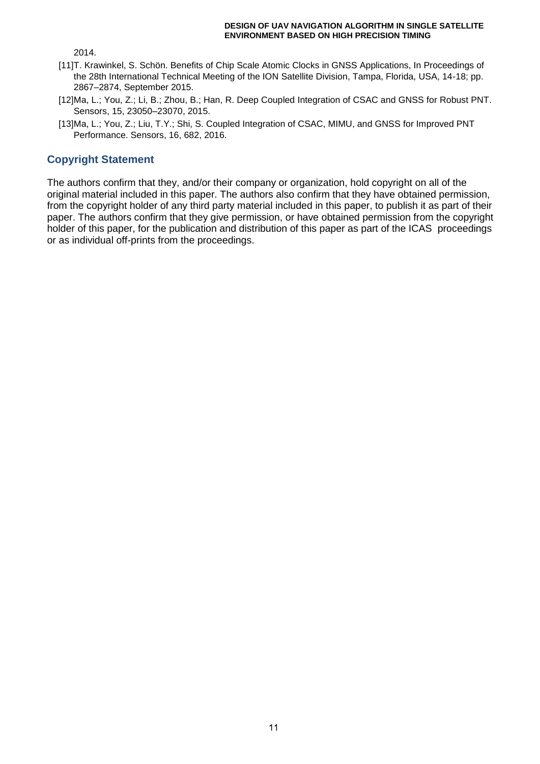2014.

[11]T. Krawinkel, S. Schön. Benefits of Chip Scale Atomic Clocks in GNSS Applications, In Proceedings of the 28th International Technical Meeting of the ION Satellite Division, Tampa, Florida, USA, 14-18; pp. 2867–2874, September 2015.

[12]Ma, L.; You, Z.; Li, B.; Zhou, B.; Han, R. Deep Coupled Integration of CSAC and GNSS for Robust PNT. Sensors, 15, 23050–23070, 2015.

[13]Ma, L.; You, Z.; Liu, T.Y.; Shi, S. Coupled Integration of CSAC, MIMU, and GNSS for Improved PNT Performance. Sensors, 16, 682, 2016.

## Copyright Statement

The authors confirm that they, and/or their company or organization, hold copyright on all of the original material included in this paper. The authors also confirm that they have obtained permission, from the copyright holder of any third party material included in this paper, to publish it as part of their paper. The authors confirm that they give permission, or have obtained permission from the copyright holder of this paper, for the publication and distribution of this paper as part of the ICAS proceedings or as individual off-prints from the proceedings.